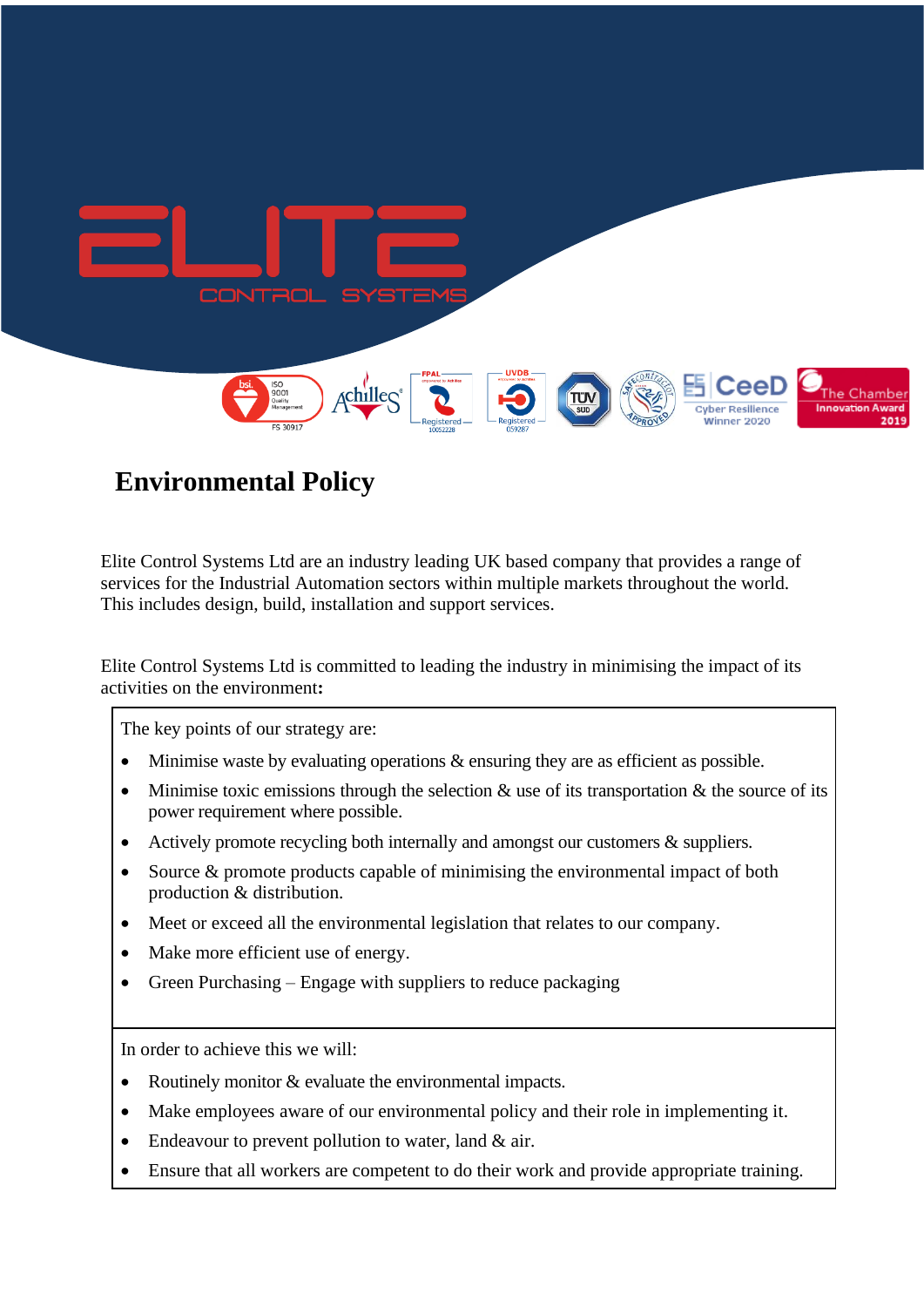# Environmental Policy

Elite Control Systems Ltd are an industry leading UK based company that provides a range of services for the Industrial Automation sectors within multiple markets throughout the world. This includes design, build, installation and support services.

Elite Control Systems Ltd is committed to leading the industry in minimising the impact of its activities on the environment**:**

The key points of our strategy are:

- Minimise waste by evaluating operations & ensuring they are as efficient as possible.
- Minimise toxic emissions through the selection & use of its transportation & the source of its power requirement where possible.
- Actively promote recycling both internally and amongst our customers & suppliers.
- Source & promote products capable of minimising the environmental impact of both production & distribution.
- Meet or exceed all the environmental legislation that relates to our company.
- Make more efficient use of energy.
- Green Purchasing – Engage with suppliers to reduce packaging

In order to achieve this we will:

- Routinely monitor & evaluate the environmental impacts.
- Make employees aware of our environmental policy and their role in implementing it.
- Endeavour to prevent pollution to water, land & air.
- Ensure that all workers are competent to do their work and provide appropriate training.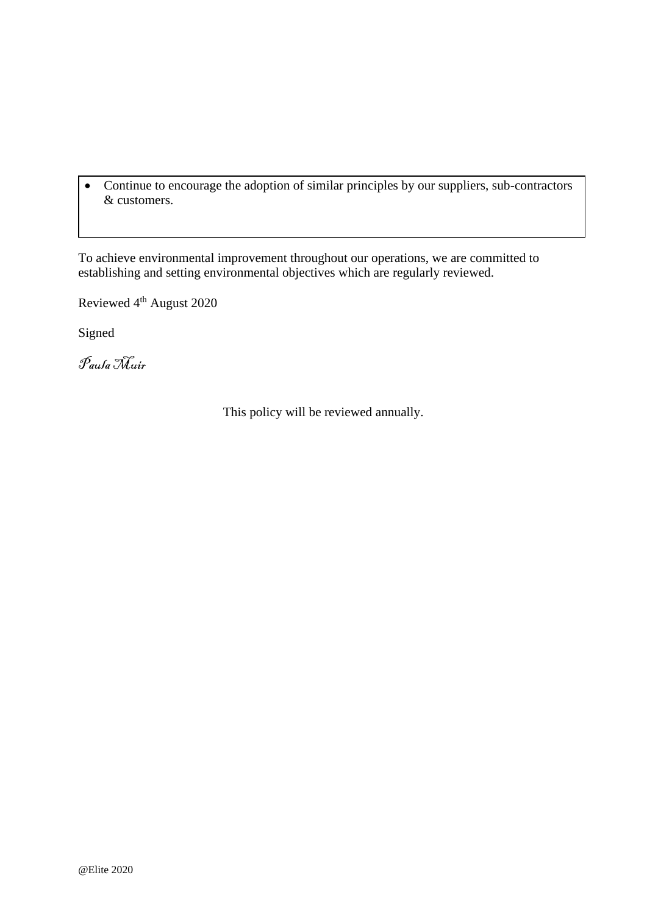- Continue to encourage the adoption of similar principles by our suppliers, sub-contractors & customers.

To achieve environmental improvement throughout our operations, we are committed to establishing and setting environmental objectives which are regularly reviewed.

Reviewed 4th August 2020

Signed

*Paula Muir*

This policy will be reviewed annually.

@Elite 2020